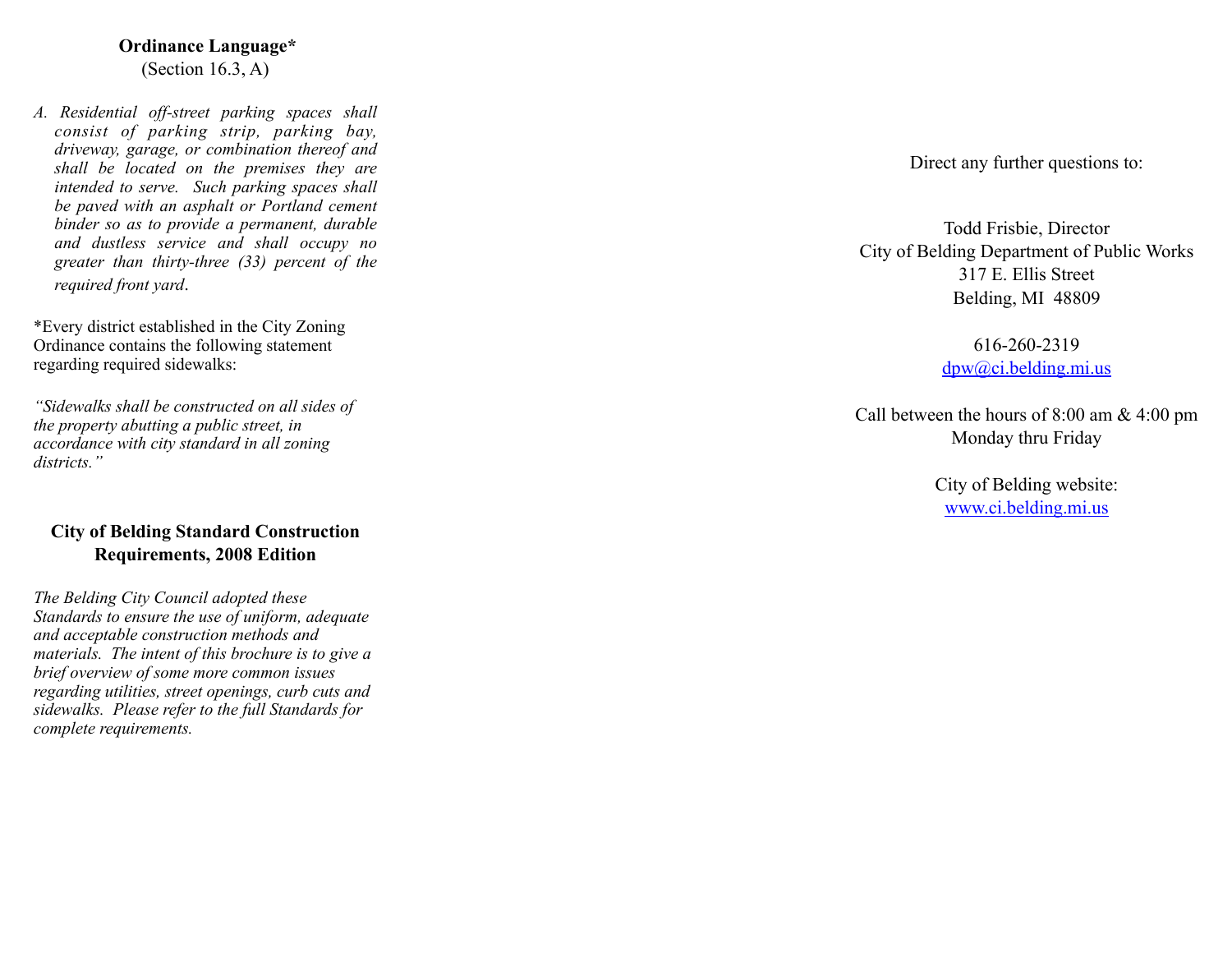**Ordinance Language***
(Section 16.3, A)

*A. Residential off-street parking spaces shall consist of parking strip, parking bay, driveway, garage, or combination thereof and shall be located on the premises they are intended to serve. Such parking spaces shall be paved with an asphalt or Portland cement binder so as to provide a permanent, durable and dustless service and shall occupy no greater than thirty-three (33) percent of the required front yard.*

*Every district established in the City Zoning Ordinance contains the following statement regarding required sidewalks:

*"Sidewalks shall be constructed on all sides of the property abutting a public street, in accordance with city standard in all zoning districts."*

## City of Belding Standard Construction Requirements, 2008 Edition

*The Belding City Council adopted these Standards to ensure the use of uniform, adequate and acceptable construction methods and materials. The intent of this brochure is to give a brief overview of some more common issues regarding utilities, street openings, curb cuts and sidewalks. Please refer to the full Standards for complete requirements.*

Direct any further questions to:

Todd Frisbie, Director
City of Belding Department of Public Works
317 E. Ellis Street
Belding, MI 48809

616-260-2319
dpw@ci.belding.mi.us

Call between the hours of 8:00 am & 4:00 pm
Monday thru Friday

City of Belding website:
www.ci.belding.mi.us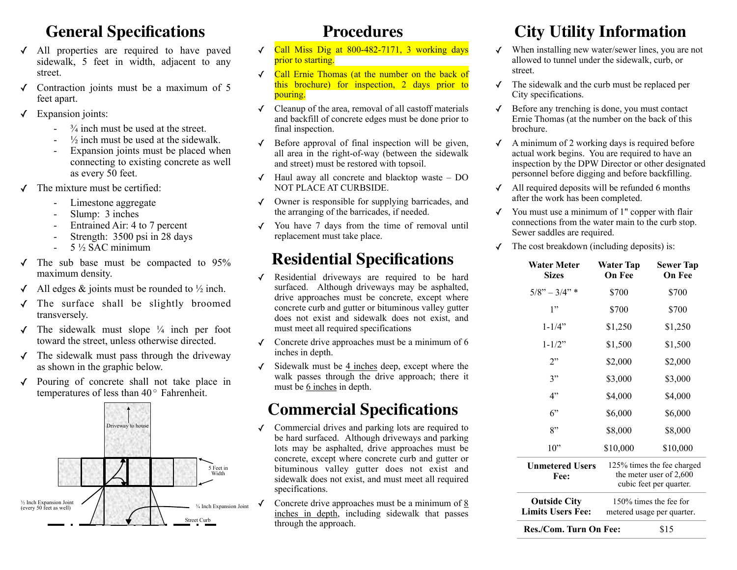# General Specifications

- All properties are required to have paved sidewalk, 5 feet in width, adjacent to any street.
- Contraction joints must be a maximum of 5 feet apart.
- Expansion joints:
  - ¾ inch must be used at the street.
  - ½ inch must be used at the sidewalk.
  - Expansion joints must be placed when connecting to existing concrete as well as every 50 feet.
- The mixture must be certified:
  - Limestone aggregate
  - Slump: 3 inches
  - Entrained Air: 4 to 7 percent
  - Strength: 3500 psi in 28 days
  - 5 ½ SAC minimum
- The sub base must be compacted to 95% maximum density.
- All edges & joints must be rounded to ½ inch.
- The surface shall be slightly broomed transversely.
- The sidewalk must slope ¼ inch per foot toward the street, unless otherwise directed.
- The sidewalk must pass through the driveway as shown in the graphic below.
- Pouring of concrete shall not take place in temperatures of less than 40° Fahrenheit.

Driveway to house

5 Feet in Width

½ Inch Expansion Joint (every 50 feet as well)

¾ Inch Expansion Joint

Street Curb

# Procedures

- Call Miss Dig at 800-482-7171, 3 working days prior to starting.
- Call Ernie Thomas (at the number on the back of this brochure) for inspection, 2 days prior to pouring.
- Cleanup of the area, removal of all castoff materials and backfill of concrete edges must be done prior to final inspection.
- Before approval of final inspection will be given, all area in the right-of-way (between the sidewalk and street) must be restored with topsoil.
- Haul away all concrete and blacktop waste – DO NOT PLACE AT CURBSIDE.
- Owner is responsible for supplying barricades, and the arranging of the barricades, if needed.
- You have 7 days from the time of removal until replacement must take place.

# Residential Specifications

- Residential driveways are required to be hard surfaced. Although driveways may be asphalted, drive approaches must be concrete, except where concrete curb and gutter or bituminous valley gutter does not exist and sidewalk does not exist, and must meet all required specifications
- Concrete drive approaches must be a minimum of 6 inches in depth.
- Sidewalk must be 4 inches deep, except where the walk passes through the drive approach; there it must be 6 inches in depth.

# Commercial Specifications

- Commercial drives and parking lots are required to be hard surfaced. Although driveways and parking lots may be asphalted, drive approaches must be concrete, except where concrete curb and gutter or bituminous valley gutter does not exist and sidewalk does not exist, and must meet all required specifications.
- Concrete drive approaches must be a minimum of 8 inches in depth, including sidewalk that passes through the approach.

# City Utility Information

- When installing new water/sewer lines, you are not allowed to tunnel under the sidewalk, curb, or street.
- The sidewalk and the curb must be replaced per City specifications.
- Before any trenching is done, you must contact Ernie Thomas (at the number on the back of this brochure.
- A minimum of 2 working days is required before actual work begins. You are required to have an inspection by the DPW Director or other designated personnel before digging and before backfilling.
- All required deposits will be refunded 6 months after the work has been completed.
- You must use a minimum of 1" copper with flair connections from the water main to the curb stop. Sewer saddles are required.
- The cost breakdown (including deposits) is:

| Water Meter Sizes | Water Tap On Fee | Sewer Tap On Fee |
|---|---|---|
| 5/8" – 3/4" * | $700 | $700 |
| 1" | $700 | $700 |
| 1-1/4" | $1,250 | $1,250 |
| 1-1/2" | $1,500 | $1,500 |
| 2" | $2,000 | $2,000 |
| 3" | $3,000 | $3,000 |
| 4" | $4,000 | $4,000 |
| 6" | $6,000 | $6,000 |
| 8" | $8,000 | $8,000 |
| 10" | $10,000 | $10,000 |
| **Unmetered Users Fee:** | 125% times the fee charged the meter user of 2,600 cubic feet per quarter. | |
| **Outside City Limits Users Fee:** | 150% times the fee for metered usage per quarter. | |
| **Res./Com. Turn On Fee:** | $15 | |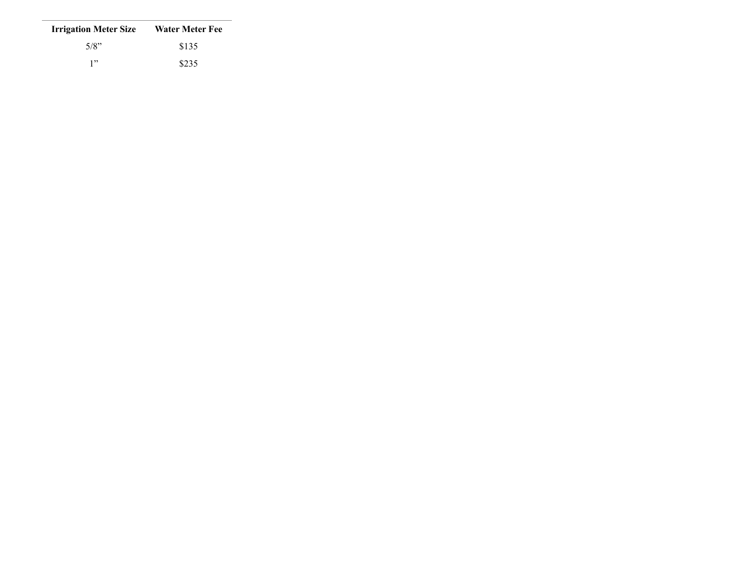| Irrigation Meter Size | Water Meter Fee |
|---|---|
| 5/8” | $135 |
| 1” | $235 |